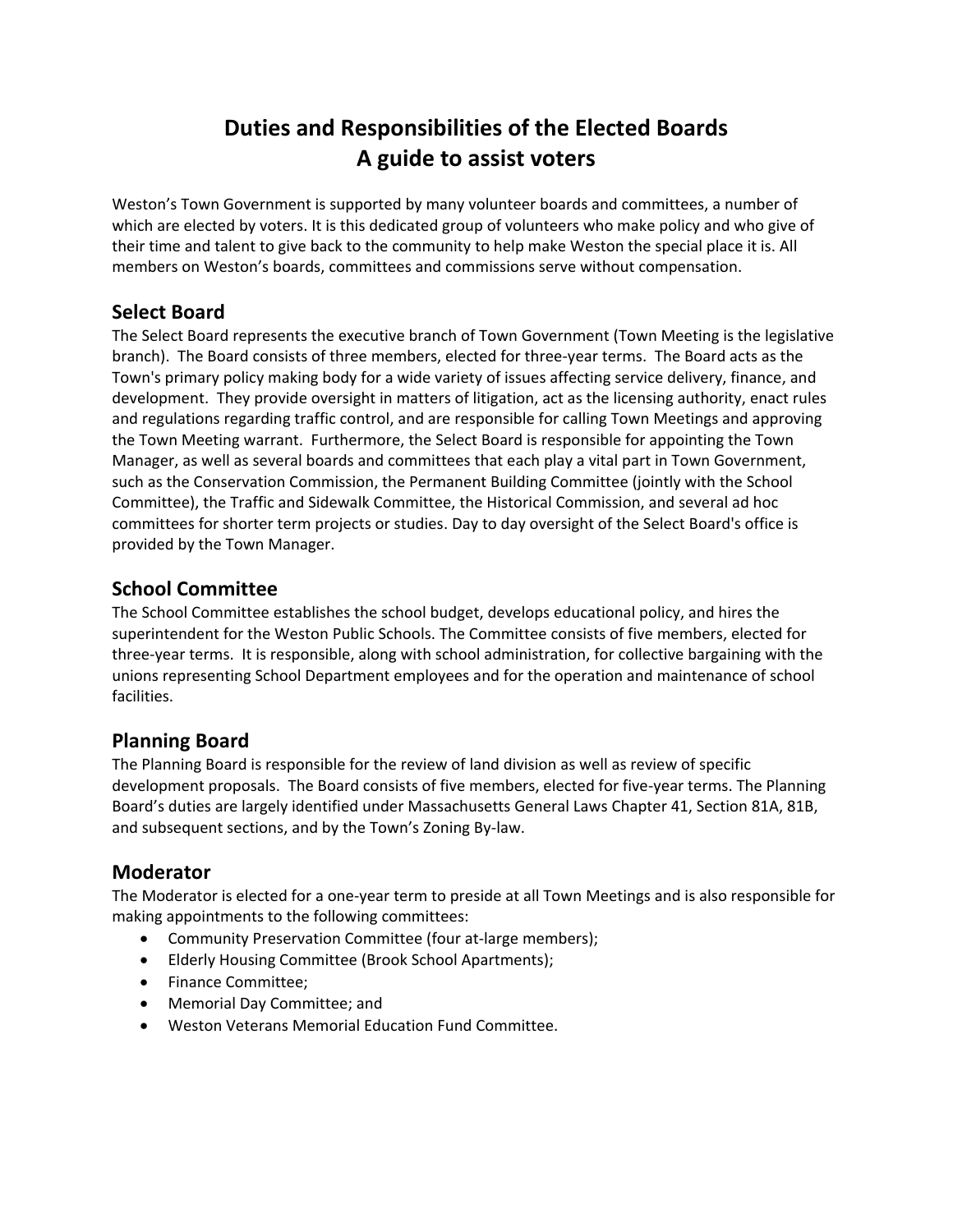# Duties and Responsibilities of the Elected Boards
# A guide to assist voters

Weston's Town Government is supported by many volunteer boards and committees, a number of which are elected by voters. It is this dedicated group of volunteers who make policy and who give of their time and talent to give back to the community to help make Weston the special place it is. All members on Weston's boards, committees and commissions serve without compensation.

## Select Board

The Select Board represents the executive branch of Town Government (Town Meeting is the legislative branch). The Board consists of three members, elected for three-year terms. The Board acts as the Town's primary policy making body for a wide variety of issues affecting service delivery, finance, and development. They provide oversight in matters of litigation, act as the licensing authority, enact rules and regulations regarding traffic control, and are responsible for calling Town Meetings and approving the Town Meeting warrant. Furthermore, the Select Board is responsible for appointing the Town Manager, as well as several boards and committees that each play a vital part in Town Government, such as the Conservation Commission, the Permanent Building Committee (jointly with the School Committee), the Traffic and Sidewalk Committee, the Historical Commission, and several ad hoc committees for shorter term projects or studies. Day to day oversight of the Select Board's office is provided by the Town Manager.

## School Committee

The School Committee establishes the school budget, develops educational policy, and hires the superintendent for the Weston Public Schools. The Committee consists of five members, elected for three-year terms. It is responsible, along with school administration, for collective bargaining with the unions representing School Department employees and for the operation and maintenance of school facilities.

## Planning Board

The Planning Board is responsible for the review of land division as well as review of specific development proposals. The Board consists of five members, elected for five-year terms. The Planning Board's duties are largely identified under Massachusetts General Laws Chapter 41, Section 81A, 81B, and subsequent sections, and by the Town's Zoning By-law.

## Moderator

The Moderator is elected for a one-year term to preside at all Town Meetings and is also responsible for making appointments to the following committees:

- Community Preservation Committee (four at-large members);
- Elderly Housing Committee (Brook School Apartments);
- Finance Committee;
- Memorial Day Committee; and
- Weston Veterans Memorial Education Fund Committee.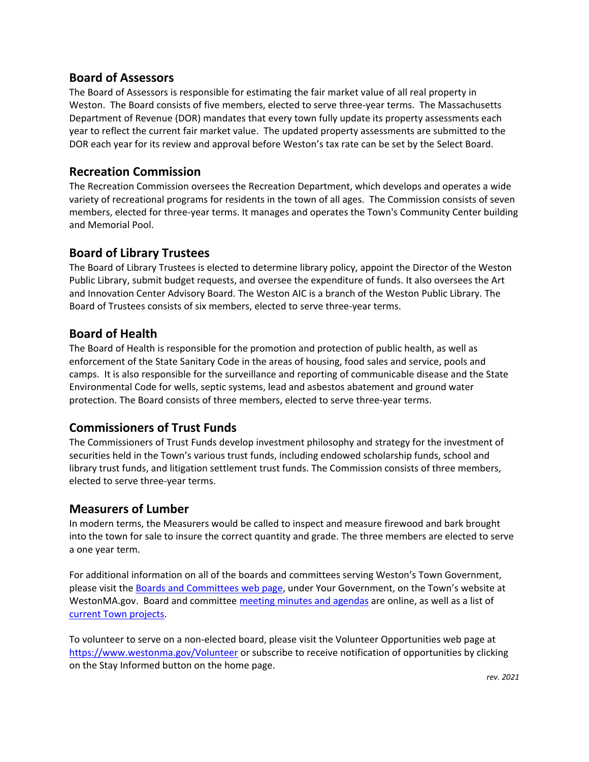## Board of Assessors

The Board of Assessors is responsible for estimating the fair market value of all real property in Weston. The Board consists of five members, elected to serve three-year terms. The Massachusetts Department of Revenue (DOR) mandates that every town fully update its property assessments each year to reflect the current fair market value. The updated property assessments are submitted to the DOR each year for its review and approval before Weston's tax rate can be set by the Select Board.

## Recreation Commission

The Recreation Commission oversees the Recreation Department, which develops and operates a wide variety of recreational programs for residents in the town of all ages. The Commission consists of seven members, elected for three-year terms. It manages and operates the Town's Community Center building and Memorial Pool.

## Board of Library Trustees

The Board of Library Trustees is elected to determine library policy, appoint the Director of the Weston Public Library, submit budget requests, and oversee the expenditure of funds. It also oversees the Art and Innovation Center Advisory Board. The Weston AIC is a branch of the Weston Public Library. The Board of Trustees consists of six members, elected to serve three-year terms.

## Board of Health

The Board of Health is responsible for the promotion and protection of public health, as well as enforcement of the State Sanitary Code in the areas of housing, food sales and service, pools and camps. It is also responsible for the surveillance and reporting of communicable disease and the State Environmental Code for wells, septic systems, lead and asbestos abatement and ground water protection. The Board consists of three members, elected to serve three-year terms.

## Commissioners of Trust Funds

The Commissioners of Trust Funds develop investment philosophy and strategy for the investment of securities held in the Town's various trust funds, including endowed scholarship funds, school and library trust funds, and litigation settlement trust funds. The Commission consists of three members, elected to serve three-year terms.

## Measurers of Lumber

In modern terms, the Measurers would be called to inspect and measure firewood and bark brought into the town for sale to insure the correct quantity and grade. The three members are elected to serve a one year term.

For additional information on all of the boards and committees serving Weston's Town Government, please visit the Boards and Committees web page, under Your Government, on the Town's website at WestonMA.gov. Board and committee meeting minutes and agendas are online, as well as a list of current Town projects.

To volunteer to serve on a non-elected board, please visit the Volunteer Opportunities web page at https://www.westonma.gov/Volunteer or subscribe to receive notification of opportunities by clicking on the Stay Informed button on the home page.

*rev. 2021*